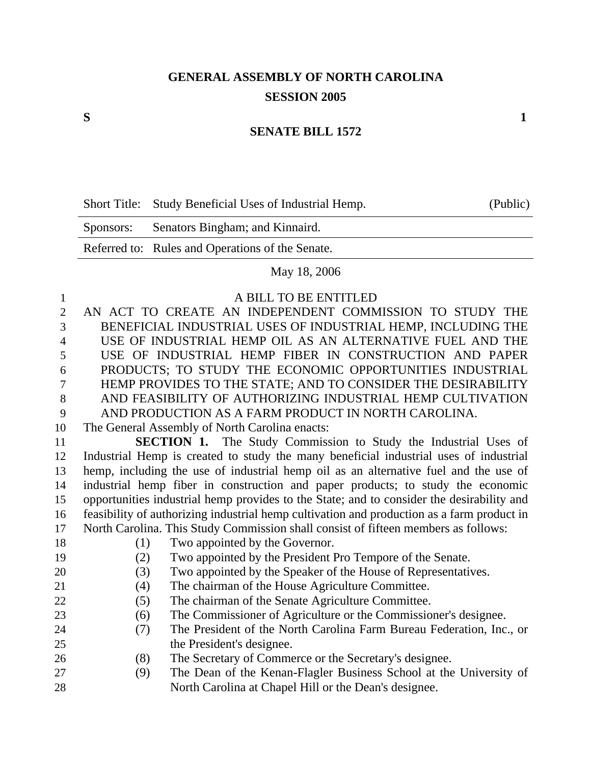# GENERAL ASSEMBLY OF NORTH CAROLINA

## SESSION 2005

**S** **1**

## SENATE BILL 1572

| | | |
|---|---|---|
| Short Title: | Study Beneficial Uses of Industrial Hemp. | (Public) |
| Sponsors: | Senators Bingham; and Kinnaird. | |
| Referred to: | Rules and Operations of the Senate. | |

May 18, 2006

A BILL TO BE ENTITLED

AN ACT TO CREATE AN INDEPENDENT COMMISSION TO STUDY THE BENEFICIAL INDUSTRIAL USES OF INDUSTRIAL HEMP, INCLUDING THE USE OF INDUSTRIAL HEMP OIL AS AN ALTERNATIVE FUEL AND THE USE OF INDUSTRIAL HEMP FIBER IN CONSTRUCTION AND PAPER PRODUCTS; TO STUDY THE ECONOMIC OPPORTUNITIES INDUSTRIAL HEMP PROVIDES TO THE STATE; AND TO CONSIDER THE DESIRABILITY AND FEASIBILITY OF AUTHORIZING INDUSTRIAL HEMP CULTIVATION AND PRODUCTION AS A FARM PRODUCT IN NORTH CAROLINA.

The General Assembly of North Carolina enacts:

**SECTION 1.** The Study Commission to Study the Industrial Uses of Industrial Hemp is created to study the many beneficial industrial uses of industrial hemp, including the use of industrial hemp oil as an alternative fuel and the use of industrial hemp fiber in construction and paper products; to study the economic opportunities industrial hemp provides to the State; and to consider the desirability and feasibility of authorizing industrial hemp cultivation and production as a farm product in North Carolina. This Study Commission shall consist of fifteen members as follows:

(1) Two appointed by the Governor.
(2) Two appointed by the President Pro Tempore of the Senate.
(3) Two appointed by the Speaker of the House of Representatives.
(4) The chairman of the House Agriculture Committee.
(5) The chairman of the Senate Agriculture Committee.
(6) The Commissioner of Agriculture or the Commissioner's designee.
(7) The President of the North Carolina Farm Bureau Federation, Inc., or the President's designee.
(8) The Secretary of Commerce or the Secretary's designee.
(9) The Dean of the Kenan-Flagler Business School at the University of North Carolina at Chapel Hill or the Dean's designee.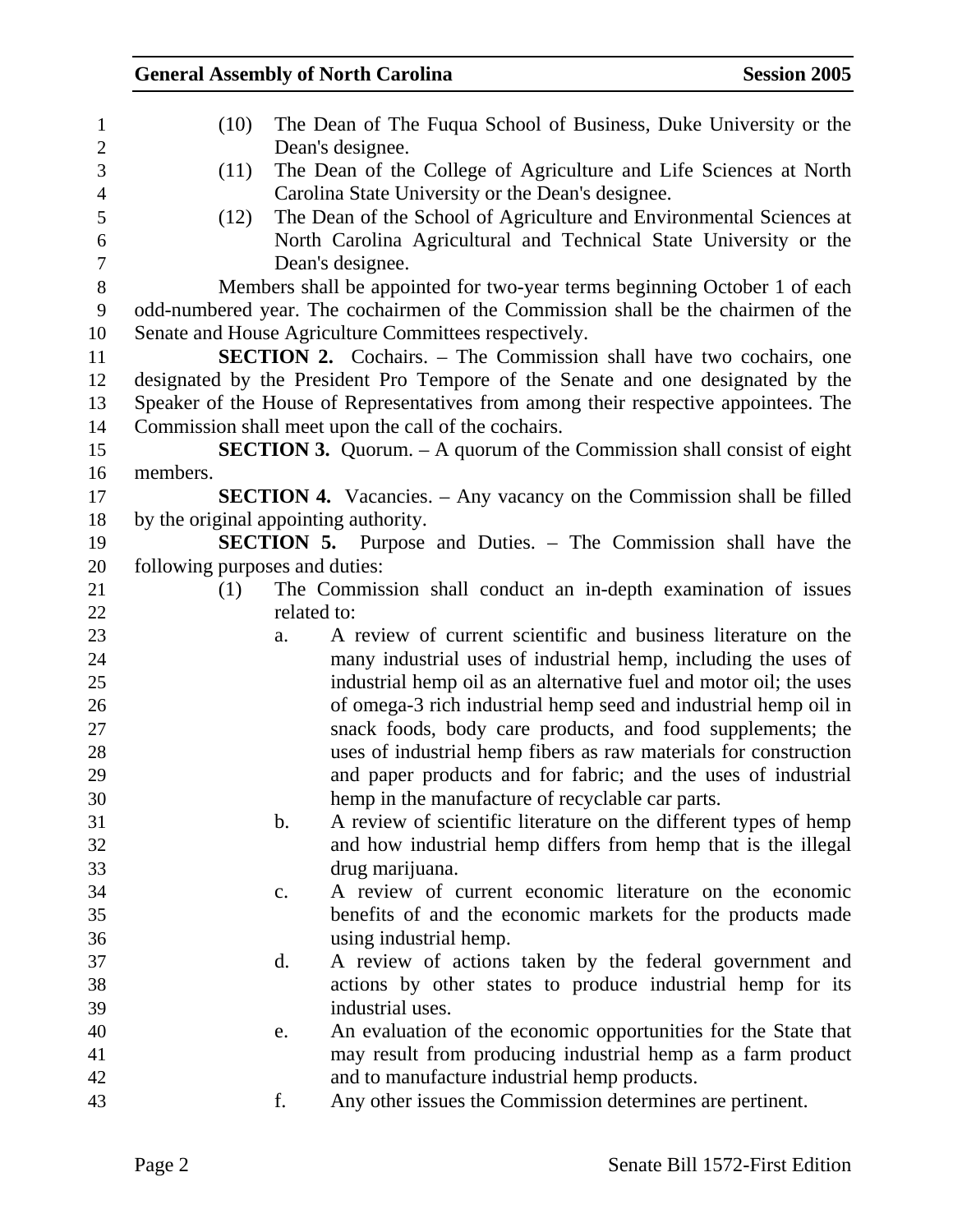(10) The Dean of The Fuqua School of Business, Duke University or the Dean's designee.

(11) The Dean of the College of Agriculture and Life Sciences at North Carolina State University or the Dean's designee.

(12) The Dean of the School of Agriculture and Environmental Sciences at North Carolina Agricultural and Technical State University or the Dean's designee.

Members shall be appointed for two-year terms beginning October 1 of each odd-numbered year. The cochairmen of the Commission shall be the chairmen of the Senate and House Agriculture Committees respectively.

**SECTION 2.** Cochairs. – The Commission shall have two cochairs, one designated by the President Pro Tempore of the Senate and one designated by the Speaker of the House of Representatives from among their respective appointees. The Commission shall meet upon the call of the cochairs.

**SECTION 3.** Quorum. – A quorum of the Commission shall consist of eight members.

**SECTION 4.** Vacancies. – Any vacancy on the Commission shall be filled by the original appointing authority.

**SECTION 5.** Purpose and Duties. – The Commission shall have the following purposes and duties:

(1) The Commission shall conduct an in-depth examination of issues related to:

a. A review of current scientific and business literature on the many industrial uses of industrial hemp, including the uses of industrial hemp oil as an alternative fuel and motor oil; the uses of omega-3 rich industrial hemp seed and industrial hemp oil in snack foods, body care products, and food supplements; the uses of industrial hemp fibers as raw materials for construction and paper products and for fabric; and the uses of industrial hemp in the manufacture of recyclable car parts.

b. A review of scientific literature on the different types of hemp and how industrial hemp differs from hemp that is the illegal drug marijuana.

c. A review of current economic literature on the economic benefits of and the economic markets for the products made using industrial hemp.

d. A review of actions taken by the federal government and actions by other states to produce industrial hemp for its industrial uses.

e. An evaluation of the economic opportunities for the State that may result from producing industrial hemp as a farm product and to manufacture industrial hemp products.

f. Any other issues the Commission determines are pertinent.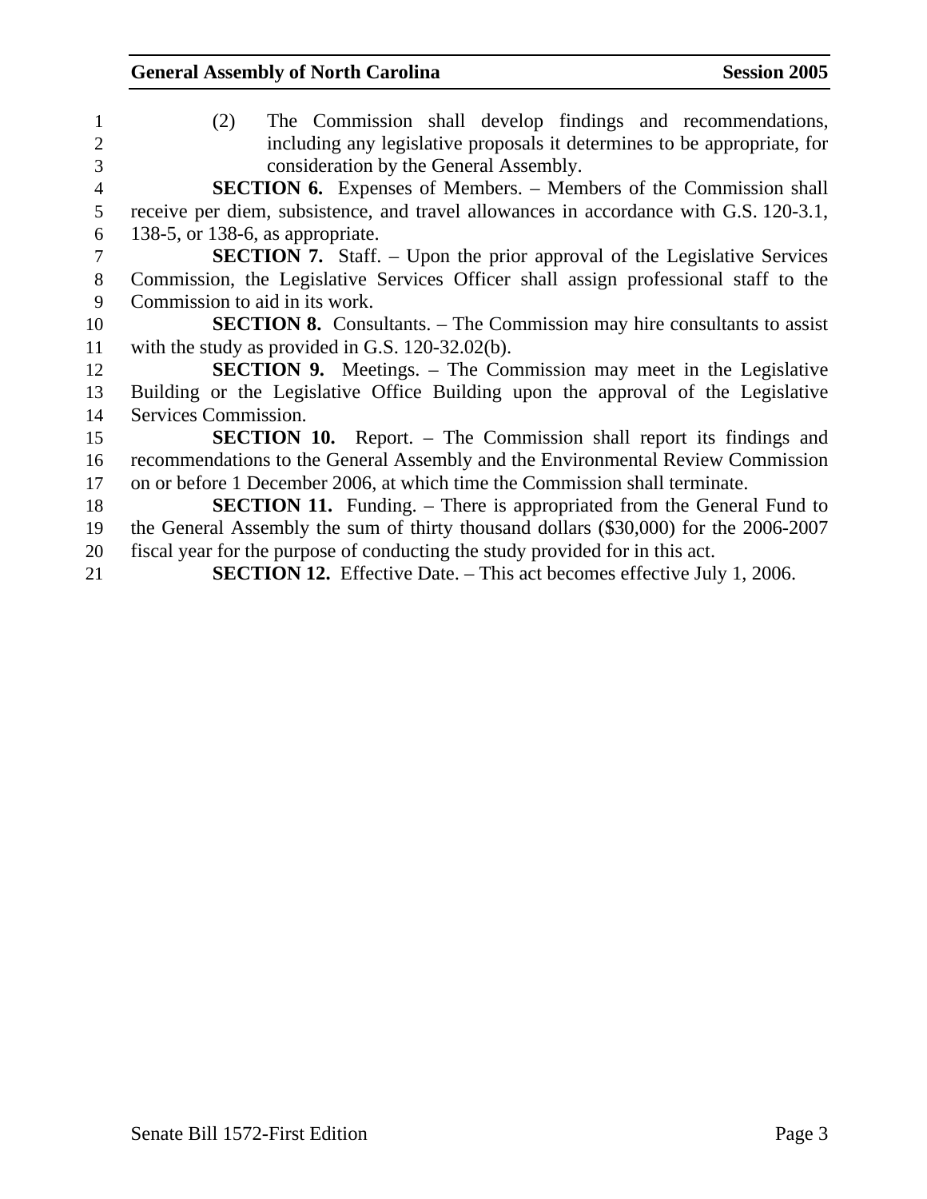(2) The Commission shall develop findings and recommendations, including any legislative proposals it determines to be appropriate, for consideration by the General Assembly.

**SECTION 6.** Expenses of Members. – Members of the Commission shall receive per diem, subsistence, and travel allowances in accordance with G.S. 120-3.1, 138-5, or 138-6, as appropriate.

**SECTION 7.** Staff. – Upon the prior approval of the Legislative Services Commission, the Legislative Services Officer shall assign professional staff to the Commission to aid in its work.

**SECTION 8.** Consultants. – The Commission may hire consultants to assist with the study as provided in G.S. 120-32.02(b).

**SECTION 9.** Meetings. – The Commission may meet in the Legislative Building or the Legislative Office Building upon the approval of the Legislative Services Commission.

**SECTION 10.** Report. – The Commission shall report its findings and recommendations to the General Assembly and the Environmental Review Commission on or before 1 December 2006, at which time the Commission shall terminate.

**SECTION 11.** Funding. – There is appropriated from the General Fund to the General Assembly the sum of thirty thousand dollars ($30,000) for the 2006-2007 fiscal year for the purpose of conducting the study provided for in this act.

**SECTION 12.** Effective Date. – This act becomes effective July 1, 2006.